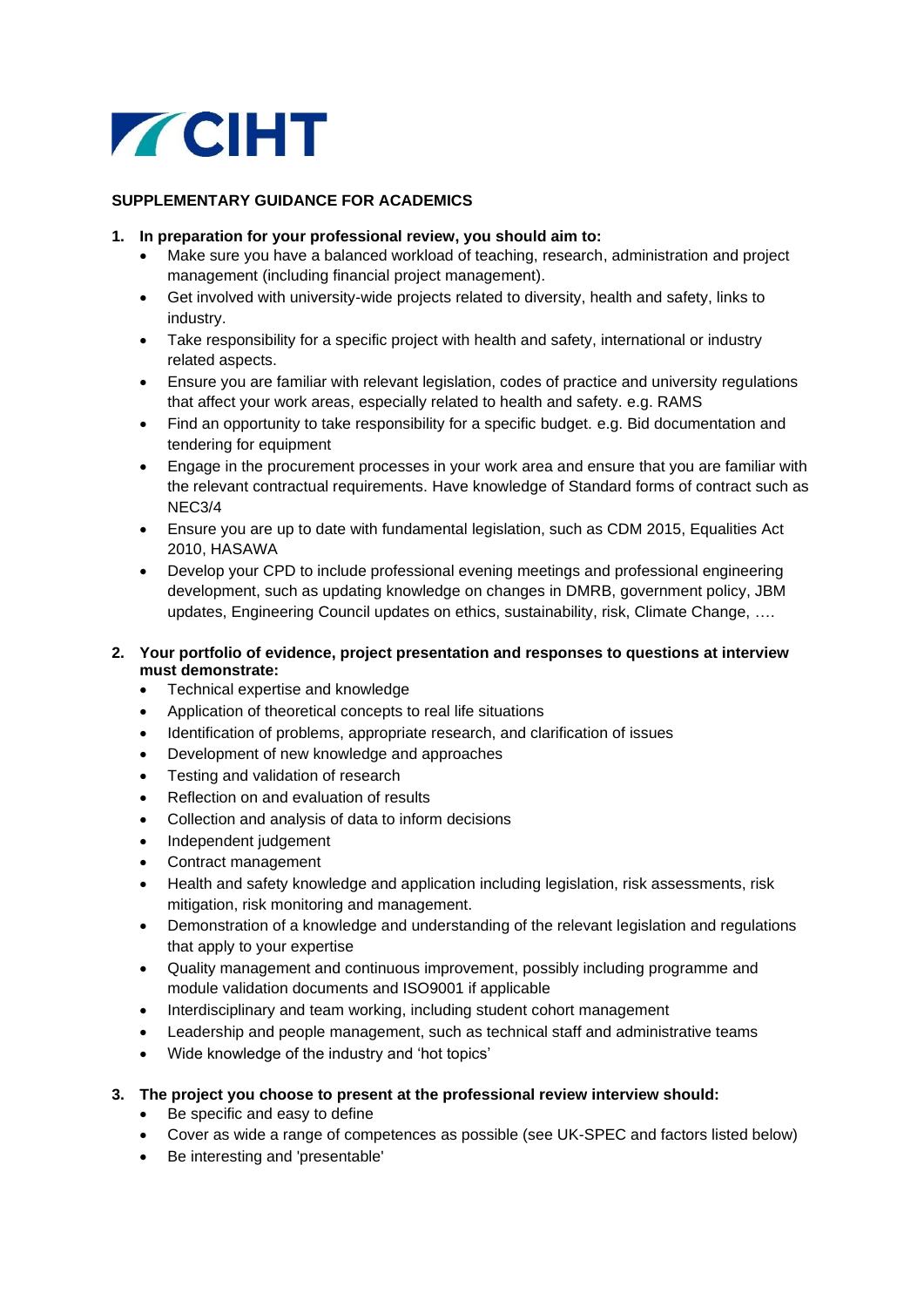CIHT

**SUPPLEMENTARY GUIDANCE FOR ACADEMICS**

1. **In preparation for your professional review, you should aim to:**
   - Make sure you have a balanced workload of teaching, research, administration and project management (including financial project management).
   - Get involved with university-wide projects related to diversity, health and safety, links to industry.
   - Take responsibility for a specific project with health and safety, international or industry related aspects.
   - Ensure you are familiar with relevant legislation, codes of practice and university regulations that affect your work areas, especially related to health and safety. e.g. RAMS
   - Find an opportunity to take responsibility for a specific budget. e.g. Bid documentation and tendering for equipment
   - Engage in the procurement processes in your work area and ensure that you are familiar with the relevant contractual requirements. Have knowledge of Standard forms of contract such as NEC3/4
   - Ensure you are up to date with fundamental legislation, such as CDM 2015, Equalities Act 2010, HASAWA
   - Develop your CPD to include professional evening meetings and professional engineering development, such as updating knowledge on changes in DMRB, government policy, JBM updates, Engineering Council updates on ethics, sustainability, risk, Climate Change, ….

2. **Your portfolio of evidence, project presentation and responses to questions at interview must demonstrate:**
   - Technical expertise and knowledge
   - Application of theoretical concepts to real life situations
   - Identification of problems, appropriate research, and clarification of issues
   - Development of new knowledge and approaches
   - Testing and validation of research
   - Reflection on and evaluation of results
   - Collection and analysis of data to inform decisions
   - Independent judgement
   - Contract management
   - Health and safety knowledge and application including legislation, risk assessments, risk mitigation, risk monitoring and management.
   - Demonstration of a knowledge and understanding of the relevant legislation and regulations that apply to your expertise
   - Quality management and continuous improvement, possibly including programme and module validation documents and ISO9001 if applicable
   - Interdisciplinary and team working, including student cohort management
   - Leadership and people management, such as technical staff and administrative teams
   - Wide knowledge of the industry and 'hot topics'

3. **The project you choose to present at the professional review interview should:**
   - Be specific and easy to define
   - Cover as wide a range of competences as possible (see UK-SPEC and factors listed below)
   - Be interesting and 'presentable'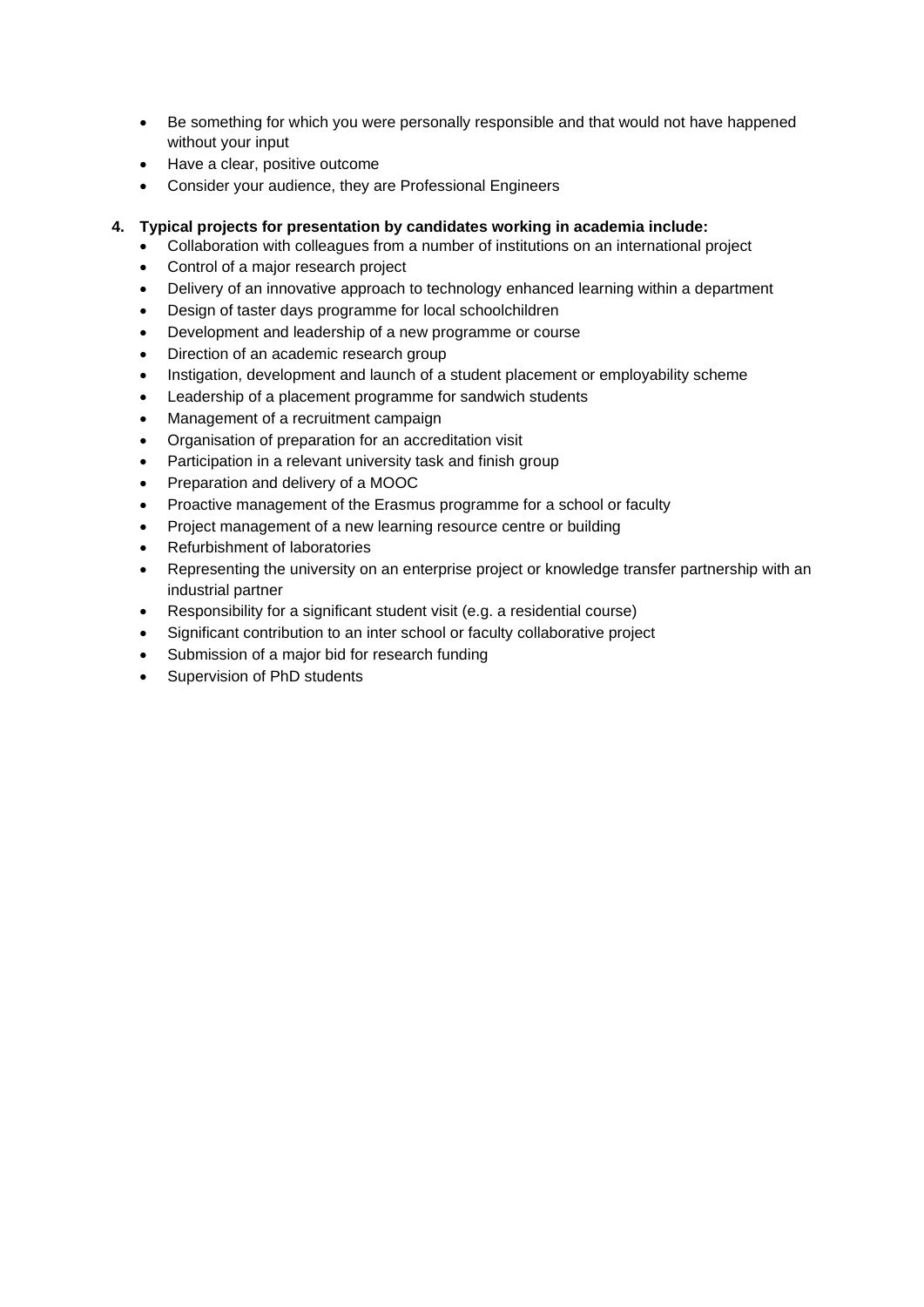- Be something for which you were personally responsible and that would not have happened without your input
- Have a clear, positive outcome
- Consider your audience, they are Professional Engineers

**4. Typical projects for presentation by candidates working in academia include:**

- Collaboration with colleagues from a number of institutions on an international project
- Control of a major research project
- Delivery of an innovative approach to technology enhanced learning within a department
- Design of taster days programme for local schoolchildren
- Development and leadership of a new programme or course
- Direction of an academic research group
- Instigation, development and launch of a student placement or employability scheme
- Leadership of a placement programme for sandwich students
- Management of a recruitment campaign
- Organisation of preparation for an accreditation visit
- Participation in a relevant university task and finish group
- Preparation and delivery of a MOOC
- Proactive management of the Erasmus programme for a school or faculty
- Project management of a new learning resource centre or building
- Refurbishment of laboratories
- Representing the university on an enterprise project or knowledge transfer partnership with an industrial partner
- Responsibility for a significant student visit (e.g. a residential course)
- Significant contribution to an inter school or faculty collaborative project
- Submission of a major bid for research funding
- Supervision of PhD students